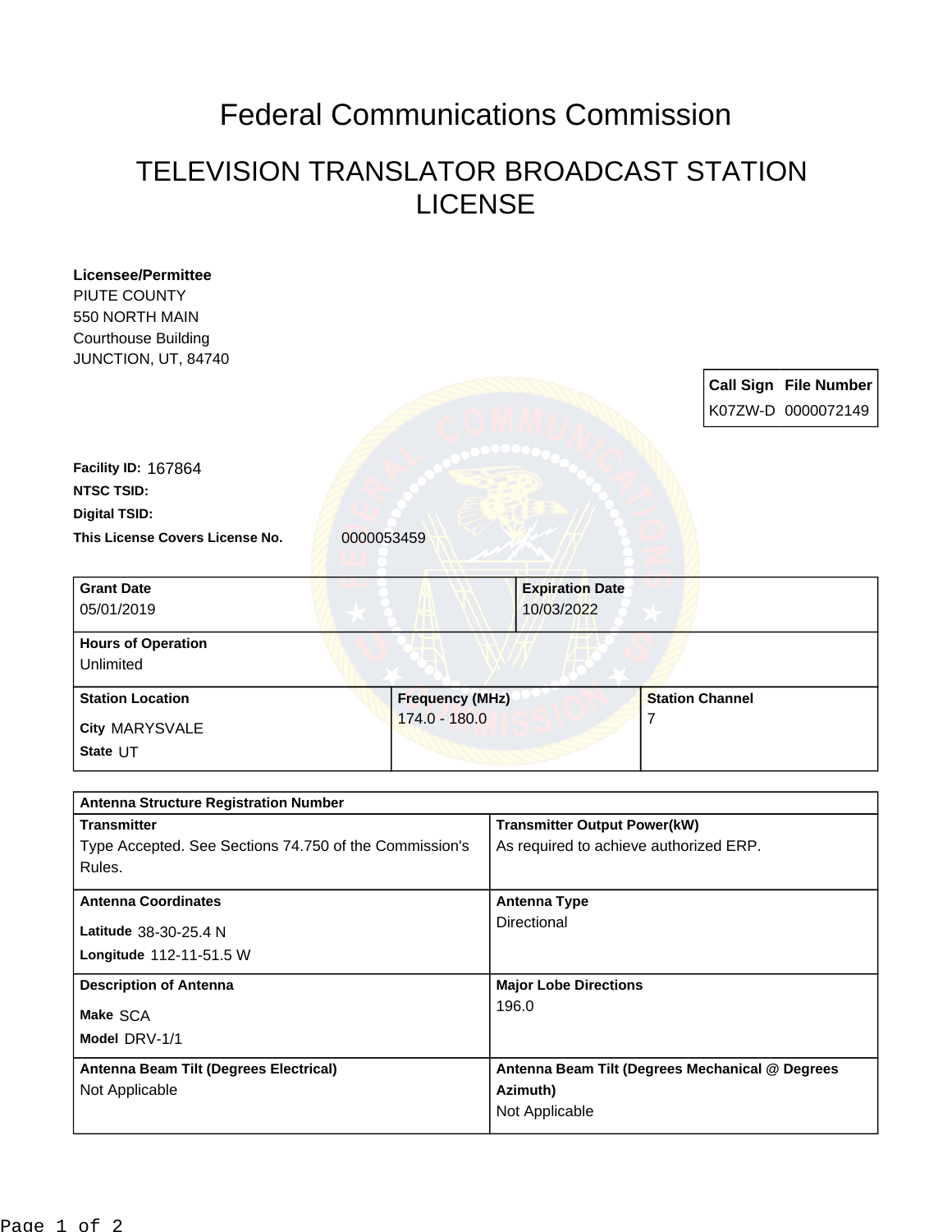# Federal Communications Commission

## TELEVISION TRANSLATOR BROADCAST STATION LICENSE

**Licensee/Permittee**
PIUTE COUNTY
550 NORTH MAIN
Courthouse Building
JUNCTION, UT, 84740

| Call Sign | File Number |
|---|---|
| K07ZW-D | 0000072149 |

**Facility ID:** 167864

**NTSC TSID:**

**Digital TSID:**

**This License Covers License No.** 0000053459

| Grant Date | Expiration Date |
|---|---|
| 05/01/2019 | 10/03/2022 |

**Hours of Operation**
Unlimited

| Station Location | Frequency (MHz) | Station Channel |
|---|---|---|
| City MARYSVALE<br>State UT | 174.0 - 180.0 | 7 |

**Antenna Structure Registration Number**

| Transmitter | Transmitter Output Power(kW) |
|---|---|
| Type Accepted. See Sections 74.750 of the Commission's Rules. | As required to achieve authorized ERP. |

| Antenna Coordinates | Antenna Type |
|---|---|
| Latitude 38-30-25.4 N<br>Longitude 112-11-51.5 W | Directional |

| Description of Antenna | Major Lobe Directions |
|---|---|
| Make SCA<br>Model DRV-1/1 | 196.0 |

| Antenna Beam Tilt (Degrees Electrical) | Antenna Beam Tilt (Degrees Mechanical @ Degrees Azimuth) |
|---|---|
| Not Applicable | Not Applicable |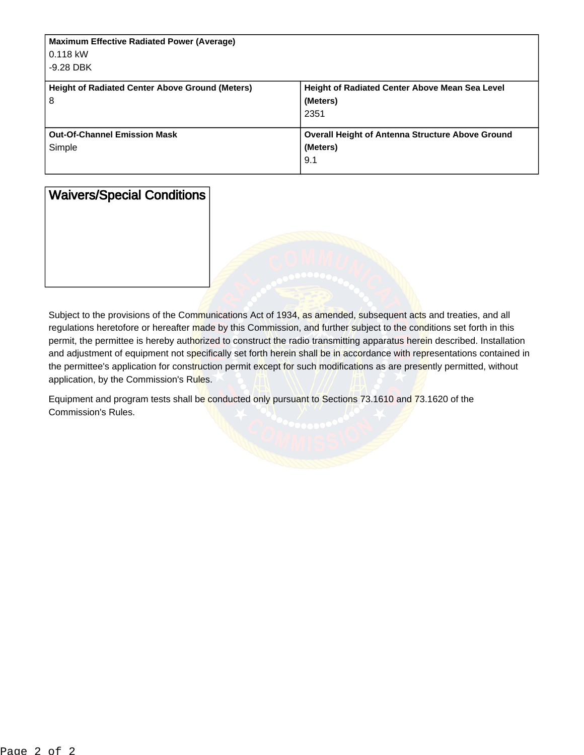| | |
|---|---|
| **Maximum Effective Radiated Power (Average)**<br>0.118 kW<br>-9.28 DBK | |
| **Height of Radiated Center Above Ground (Meters)**<br>8 | **Height of Radiated Center Above Mean Sea Level (Meters)**<br>2351 |
| **Out-Of-Channel Emission Mask**<br>Simple | **Overall Height of Antenna Structure Above Ground (Meters)**<br>9.1 |

## Waivers/Special Conditions

Subject to the provisions of the Communications Act of 1934, as amended, subsequent acts and treaties, and all regulations heretofore or hereafter made by this Commission, and further subject to the conditions set forth in this permit, the permittee is hereby authorized to construct the radio transmitting apparatus herein described. Installation and adjustment of equipment not specifically set forth herein shall be in accordance with representations contained in the permittee's application for construction permit except for such modifications as are presently permitted, without application, by the Commission's Rules.

Equipment and program tests shall be conducted only pursuant to Sections 73.1610 and 73.1620 of the Commission's Rules.